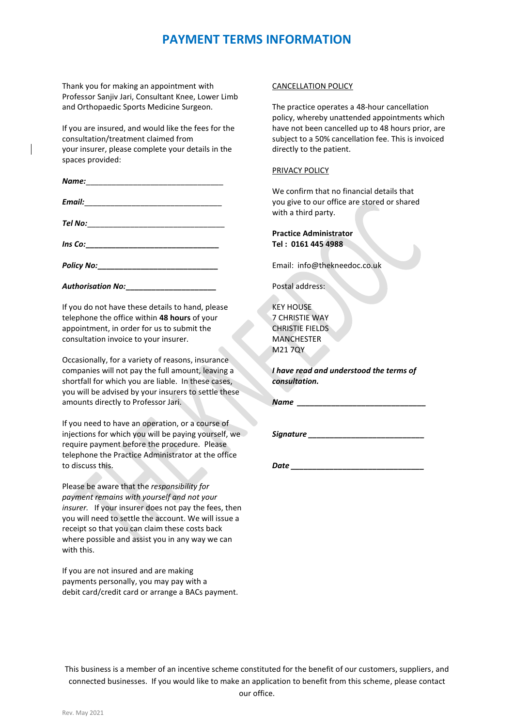# PAYMENT TERMS INFORMATION

Thank you for making an appointment with Professor Sanjiv Jari, Consultant Knee, Lower Limb and Orthopaedic Sports Medicine Surgeon.

If you are insured, and would like the fees for the consultation/treatment claimed from your insurer, please complete your details in the spaces provided:

***Name:***________________________________

***Email:***________________________________

***Tel No:***________________________________

***Ins Co:***________________________________

***Policy No:***____________________________

***Authorisation No:***_____________________

If you do not have these details to hand, please telephone the office within **48 hours** of your appointment, in order for us to submit the consultation invoice to your insurer.

Occasionally, for a variety of reasons, insurance companies will not pay the full amount, leaving a shortfall for which you are liable. In these cases, you will be advised by your insurers to settle these amounts directly to Professor Jari.

If you need to have an operation, or a course of injections for which you will be paying yourself, we require payment before the procedure. Please telephone the Practice Administrator at the office to discuss this.

Please be aware that the *responsibility for payment remains with yourself and not your insurer.* If your insurer does not pay the fees, then you will need to settle the account. We will issue a receipt so that you can claim these costs back where possible and assist you in any way we can with this.

If you are not insured and are making payments personally, you may pay with a debit card/credit card or arrange a BACs payment.

CANCELLATION POLICY

The practice operates a 48-hour cancellation policy, whereby unattended appointments which have not been cancelled up to 48 hours prior, are subject to a 50% cancellation fee. This is invoiced directly to the patient.

PRIVACY POLICY

We confirm that no financial details that you give to our office are stored or shared with a third party.

**Practice Administrator**
**Tel : 0161 445 4988**

Email: info@thekneedoc.co.uk

Postal address:

KEY HOUSE
7 CHRISTIE WAY
CHRISTIE FIELDS
MANCHESTER
M21 7QY

***I have read and understood the terms of consultation.***

***Name*** ______________________________

***Signature*** ___________________________

***Date*** _______________________________

This business is a member of an incentive scheme constituted for the benefit of our customers, suppliers, and connected businesses. If you would like to make an application to benefit from this scheme, please contact our office.

Rev. May 2021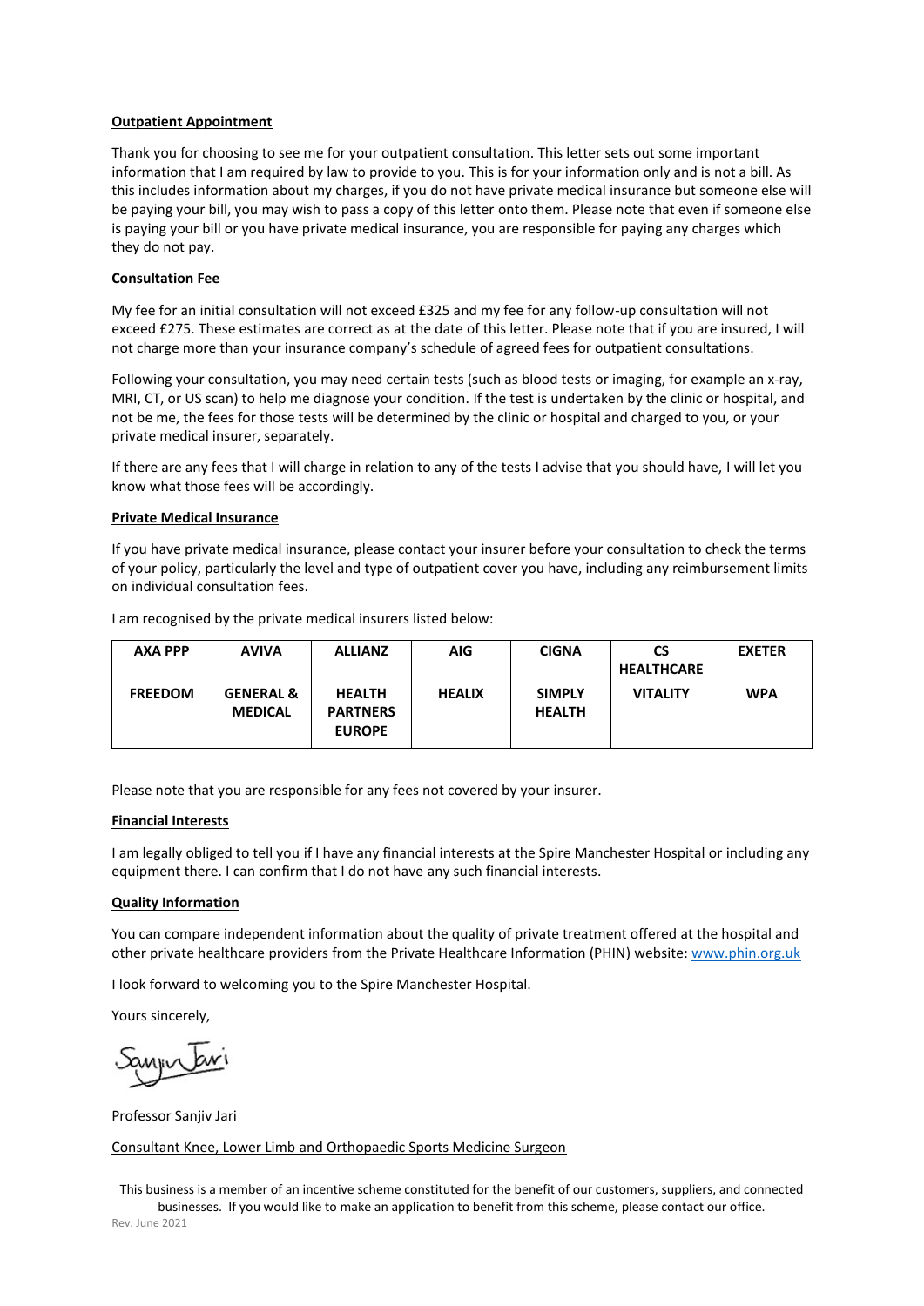**Outpatient Appointment**

Thank you for choosing to see me for your outpatient consultation. This letter sets out some important information that I am required by law to provide to you. This is for your information only and is not a bill. As this includes information about my charges, if you do not have private medical insurance but someone else will be paying your bill, you may wish to pass a copy of this letter onto them. Please note that even if someone else is paying your bill or you have private medical insurance, you are responsible for paying any charges which they do not pay.

**Consultation Fee**

My fee for an initial consultation will not exceed £325 and my fee for any follow-up consultation will not exceed £275. These estimates are correct as at the date of this letter. Please note that if you are insured, I will not charge more than your insurance company's schedule of agreed fees for outpatient consultations.

Following your consultation, you may need certain tests (such as blood tests or imaging, for example an x-ray, MRI, CT, or US scan) to help me diagnose your condition. If the test is undertaken by the clinic or hospital, and not be me, the fees for those tests will be determined by the clinic or hospital and charged to you, or your private medical insurer, separately.

If there are any fees that I will charge in relation to any of the tests I advise that you should have, I will let you know what those fees will be accordingly.

**Private Medical Insurance**

If you have private medical insurance, please contact your insurer before your consultation to check the terms of your policy, particularly the level and type of outpatient cover you have, including any reimbursement limits on individual consultation fees.

I am recognised by the private medical insurers listed below:

| AXA PPP | AVIVA | ALLIANZ | AIG | CIGNA | CS HEALTHCARE | EXETER |
|---|---|---|---|---|---|---|
| FREEDOM | GENERAL & MEDICAL | HEALTH PARTNERS EUROPE | HEALIX | SIMPLY HEALTH | VITALITY | WPA |

Please note that you are responsible for any fees not covered by your insurer.

**Financial Interests**

I am legally obliged to tell you if I have any financial interests at the Spire Manchester Hospital or including any equipment there. I can confirm that I do not have any such financial interests.

**Quality Information**

You can compare independent information about the quality of private treatment offered at the hospital and other private healthcare providers from the Private Healthcare Information (PHIN) website: www.phin.org.uk

I look forward to welcoming you to the Spire Manchester Hospital.

Yours sincerely,

Professor Sanjiv Jari

Consultant Knee, Lower Limb and Orthopaedic Sports Medicine Surgeon

This business is a member of an incentive scheme constituted for the benefit of our customers, suppliers, and connected businesses. If you would like to make an application to benefit from this scheme, please contact our office.

Rev. June 2021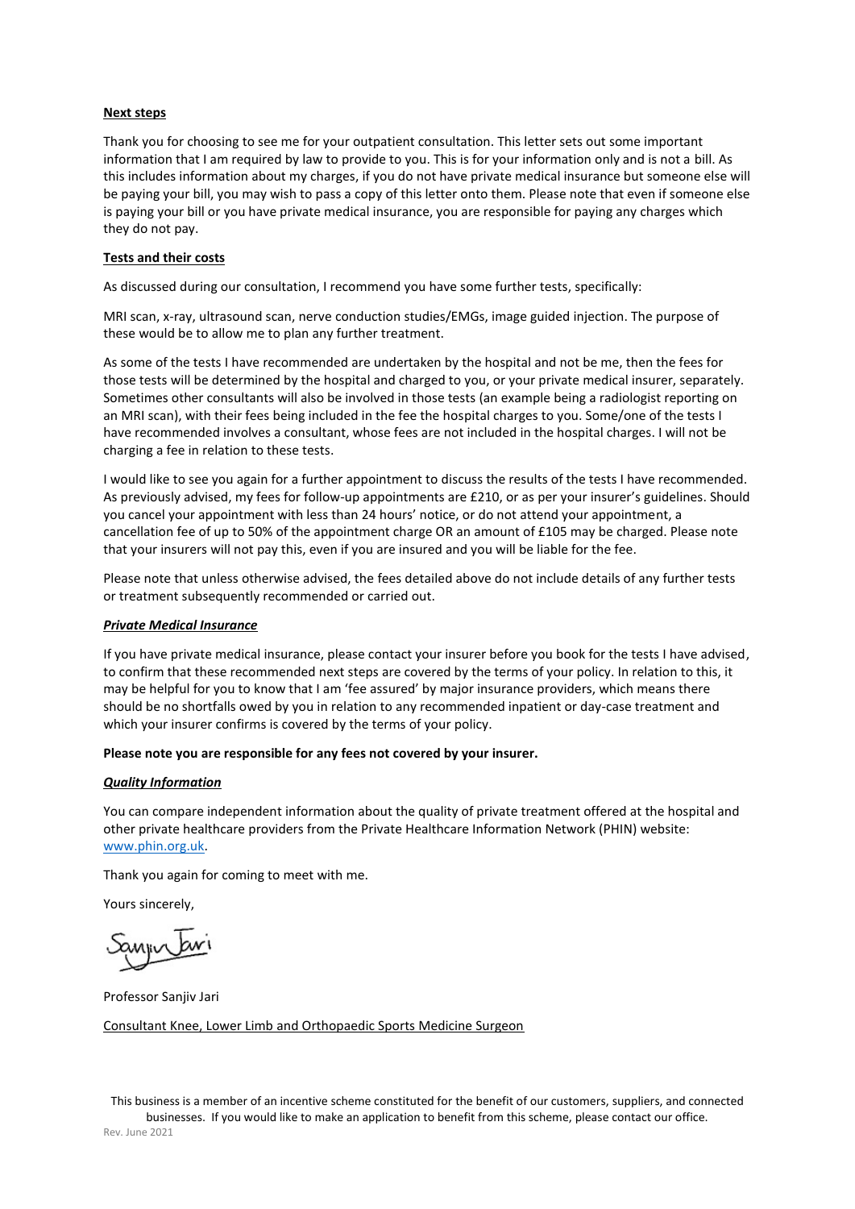**Next steps**

Thank you for choosing to see me for your outpatient consultation. This letter sets out some important information that I am required by law to provide to you. This is for your information only and is not a bill. As this includes information about my charges, if you do not have private medical insurance but someone else will be paying your bill, you may wish to pass a copy of this letter onto them. Please note that even if someone else is paying your bill or you have private medical insurance, you are responsible for paying any charges which they do not pay.

**Tests and their costs**

As discussed during our consultation, I recommend you have some further tests, specifically:

MRI scan, x-ray, ultrasound scan, nerve conduction studies/EMGs, image guided injection. The purpose of these would be to allow me to plan any further treatment.

As some of the tests I have recommended are undertaken by the hospital and not be me, then the fees for those tests will be determined by the hospital and charged to you, or your private medical insurer, separately. Sometimes other consultants will also be involved in those tests (an example being a radiologist reporting on an MRI scan), with their fees being included in the fee the hospital charges to you. Some/one of the tests I have recommended involves a consultant, whose fees are not included in the hospital charges. I will not be charging a fee in relation to these tests.

I would like to see you again for a further appointment to discuss the results of the tests I have recommended. As previously advised, my fees for follow-up appointments are £210, or as per your insurer's guidelines. Should you cancel your appointment with less than 24 hours' notice, or do not attend your appointment, a cancellation fee of up to 50% of the appointment charge OR an amount of £105 may be charged. Please note that your insurers will not pay this, even if you are insured and you will be liable for the fee.

Please note that unless otherwise advised, the fees detailed above do not include details of any further tests or treatment subsequently recommended or carried out.

***Private Medical Insurance***

If you have private medical insurance, please contact your insurer before you book for the tests I have advised, to confirm that these recommended next steps are covered by the terms of your policy. In relation to this, it may be helpful for you to know that I am 'fee assured' by major insurance providers, which means there should be no shortfalls owed by you in relation to any recommended inpatient or day-case treatment and which your insurer confirms is covered by the terms of your policy.

**Please note you are responsible for any fees not covered by your insurer.**

***Quality Information***

You can compare independent information about the quality of private treatment offered at the hospital and other private healthcare providers from the Private Healthcare Information Network (PHIN) website: [www.phin.org.uk](http://www.phin.org.uk).

Thank you again for coming to meet with me.

Yours sincerely,

Professor Sanjiv Jari

Consultant Knee, Lower Limb and Orthopaedic Sports Medicine Surgeon

This business is a member of an incentive scheme constituted for the benefit of our customers, suppliers, and connected businesses. If you would like to make an application to benefit from this scheme, please contact our office.

Rev. June 2021